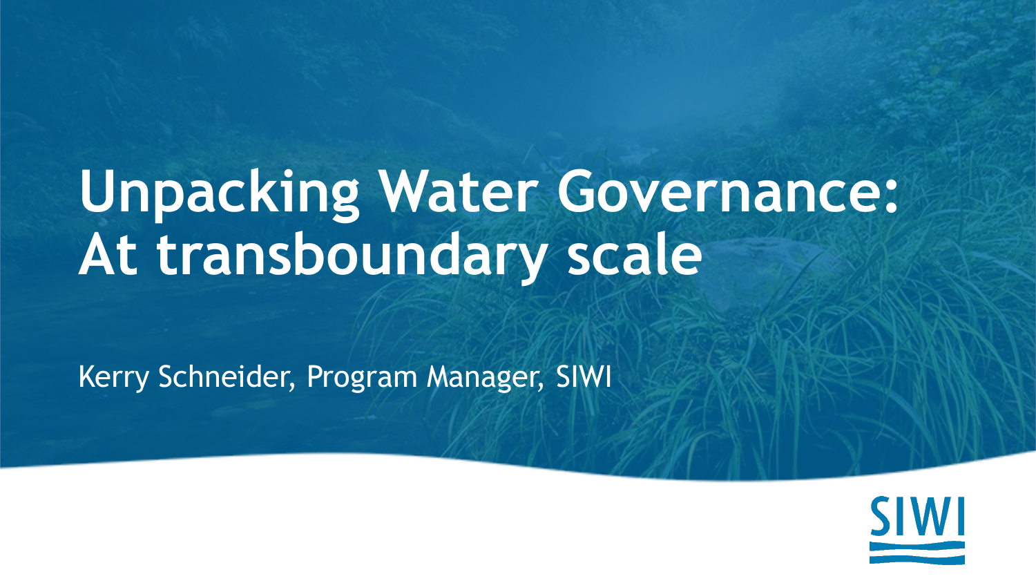# Unpacking Water Governance: At transboundary scale

Kerry Schneider, Program Manager, SIWI

SIWI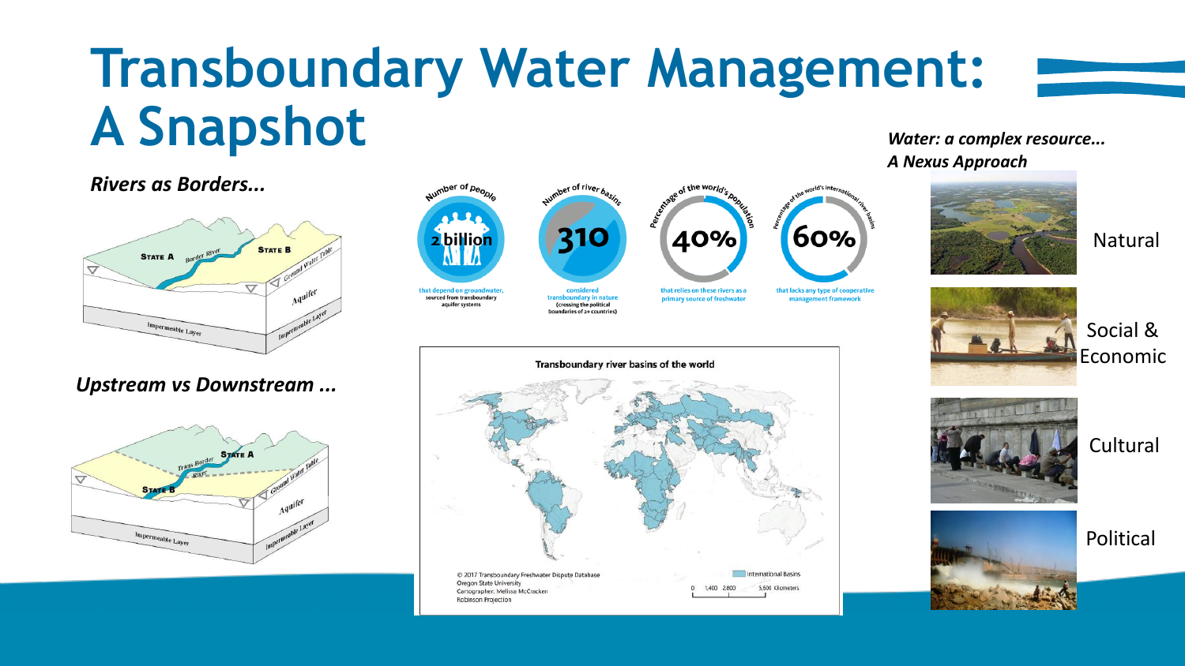# Transboundary Water Management: A Snapshot

*Rivers as Borders...*

STATE A — Border River — STATE B — Ground Water Table — Aquifer — Impermeable Layer

*Upstream vs Downstream ...*

STATE A — Trans Border River — STATE B — Ground Water Table — Aquifer — Impermeable Layer

**Number of people — 2 billion** that depend on groundwater, sourced from transboundary aquifer systems

**Number of river basins — 310** considered transboundary in nature (crossing the political boundaries of 2+ countries)

**Percentage of the world's population — 40%** that relies on these rivers as a primary source of freshwater

**Percentage of the world's international river basins — 60%** that lacks any type of cooperative management framework

**Transboundary river basins of the world**

International Basins

0 1,400 2,800 5,600 Kilometers

© 2017 Transboundary Freshwater Dispute Database
Oregon State University
Cartographer: Melissa McCracken
Robinson Projection

*Water: a complex resource...*
*A Nexus Approach*

- Natural
- Social & Economic
- Cultural
- Political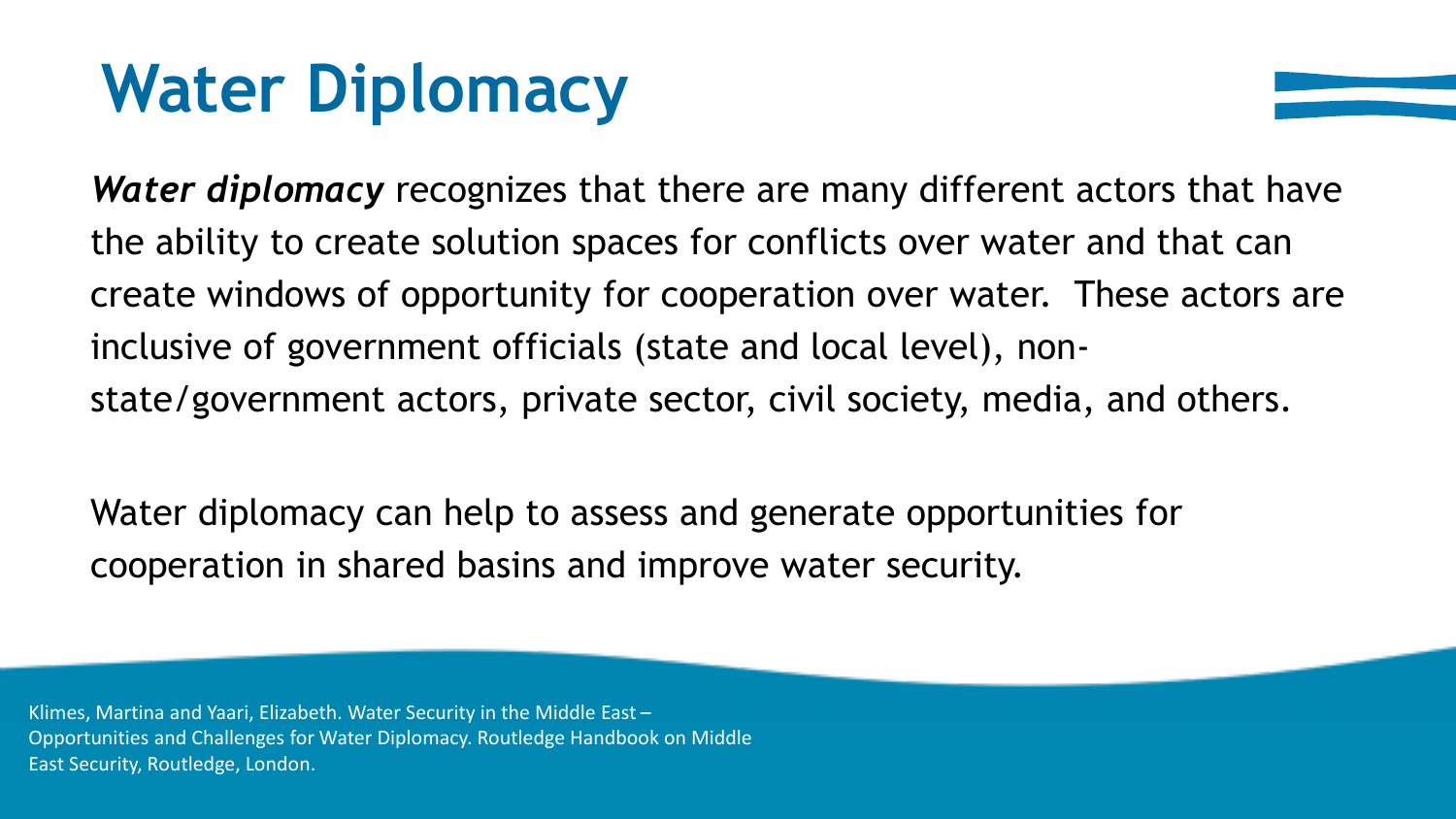# Water Diplomacy

***Water diplomacy*** recognizes that there are many different actors that have the ability to create solution spaces for conflicts over water and that can create windows of opportunity for cooperation over water. These actors are inclusive of government officials (state and local level), non-state/government actors, private sector, civil society, media, and others.

Water diplomacy can help to assess and generate opportunities for cooperation in shared basins and improve water security.

Klimes, Martina and Yaari, Elizabeth. Water Security in the Middle East – Opportunities and Challenges for Water Diplomacy. Routledge Handbook on Middle East Security, Routledge, London.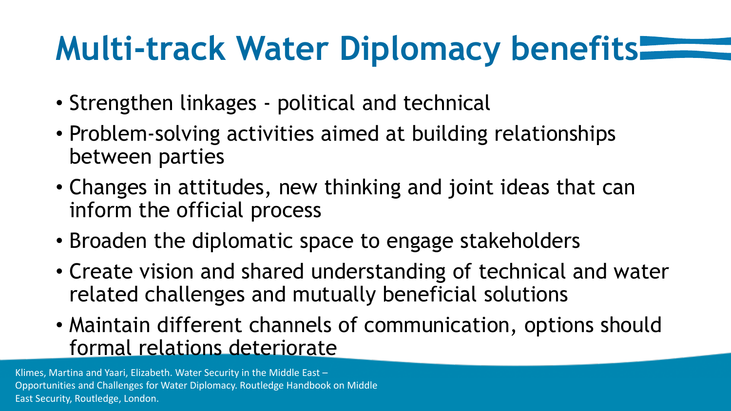# Multi-track Water Diplomacy benefits

- Strengthen linkages - political and technical
- Problem-solving activities aimed at building relationships between parties
- Changes in attitudes, new thinking and joint ideas that can inform the official process
- Broaden the diplomatic space to engage stakeholders
- Create vision and shared understanding of technical and water related challenges and mutually beneficial solutions
- Maintain different channels of communication, options should formal relations deteriorate

Klimes, Martina and Yaari, Elizabeth. Water Security in the Middle East – Opportunities and Challenges for Water Diplomacy. Routledge Handbook on Middle East Security, Routledge, London.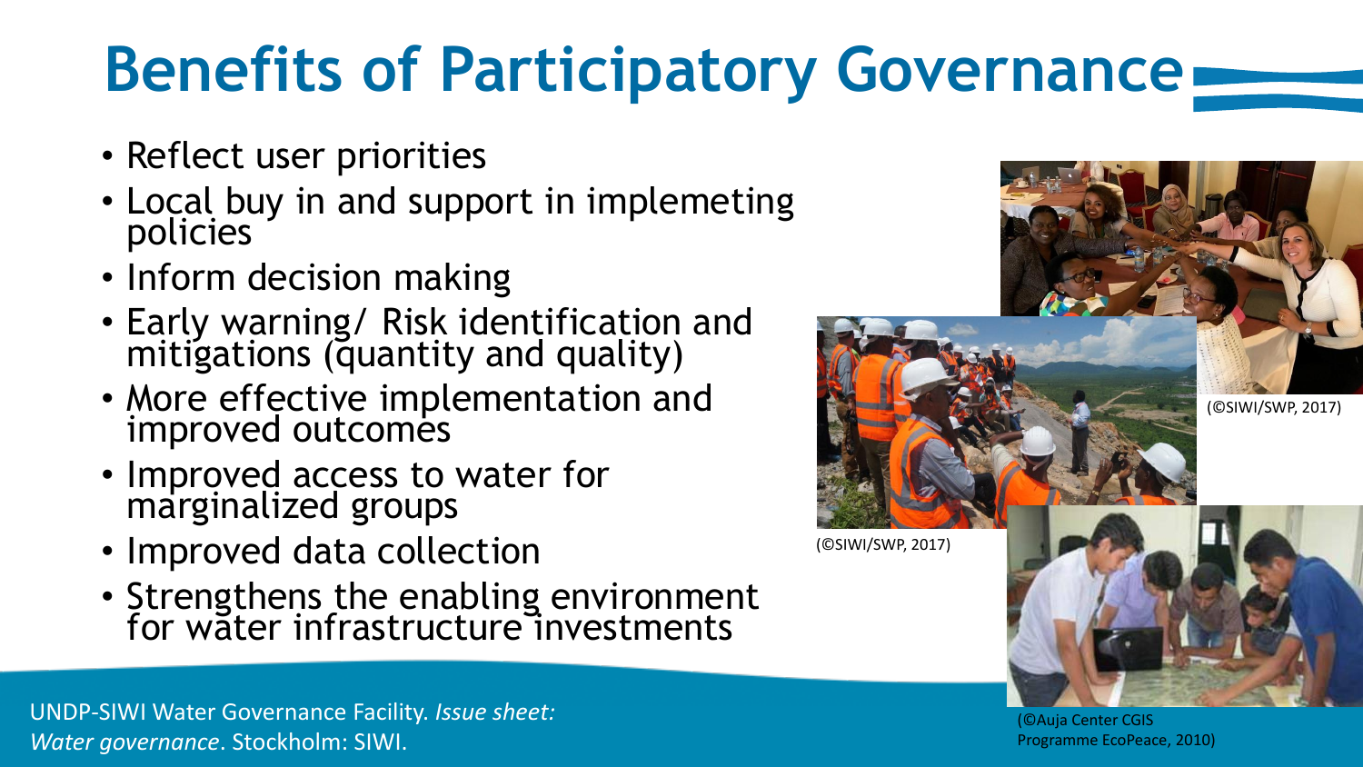# Benefits of Participatory Governance

- Reflect user priorities
- Local buy in and support in implemeting policies
- Inform decision making
- Early warning/ Risk identification and mitigations (quantity and quality)
- More effective implementation and improved outcomes
- Improved access to water for marginalized groups
- Improved data collection
- Strengthens the enabling environment for water infrastructure investments

(©SIWI/SWP, 2017)

(©SIWI/SWP, 2017)

(©Auja Center CGIS Programme EcoPeace, 2010)

UNDP-SIWI Water Governance Facility. *Issue sheet: Water governance*. Stockholm: SIWI.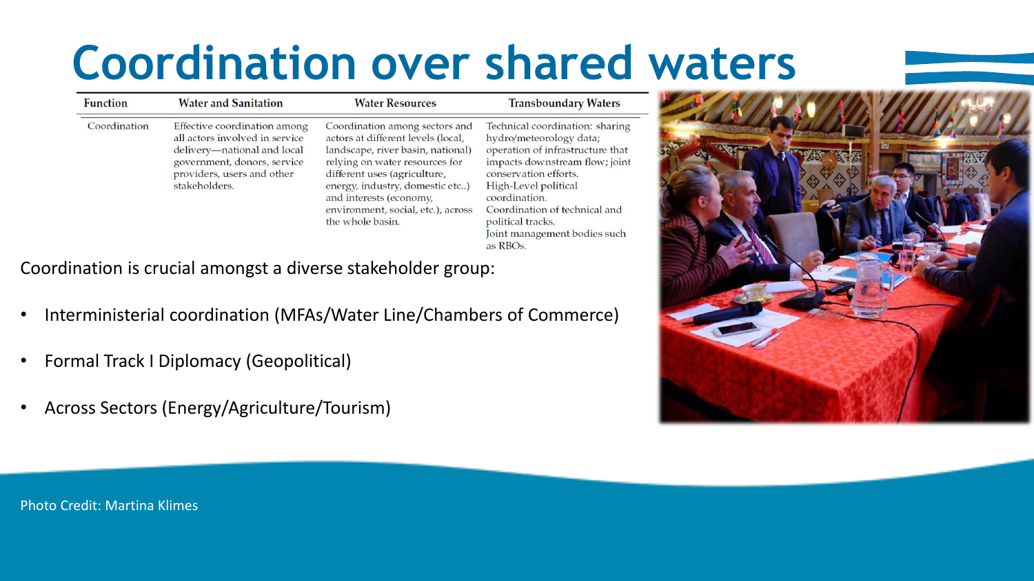# Coordination over shared waters

| Function | Water and Sanitation | Water Resources | Transboundary Waters |
|---|---|---|---|
| Coordination | Effective coordination among all actors involved in service delivery—national and local government, donors, service providers, users and other stakeholders. | Coordination among sectors and actors at different levels (local, landscape, river basin, national) relying on water resources for different uses (agriculture, energy, industry, domestic etc..) and interests (economy, environment, social, etc.), across the whole basin. | Technical coordination: sharing hydro/meteorology data; operation of infrastructure that impacts downstream flow; joint conservation efforts. High-Level political coordination. Coordination of technical and political tracks. Joint management bodies such as RBOs. |

Coordination is crucial amongst a diverse stakeholder group:

- Interministerial coordination (MFAs/Water Line/Chambers of Commerce)
- Formal Track I Diplomacy (Geopolitical)
- Across Sectors (Energy/Agriculture/Tourism)

Photo Credit: Martina Klimes